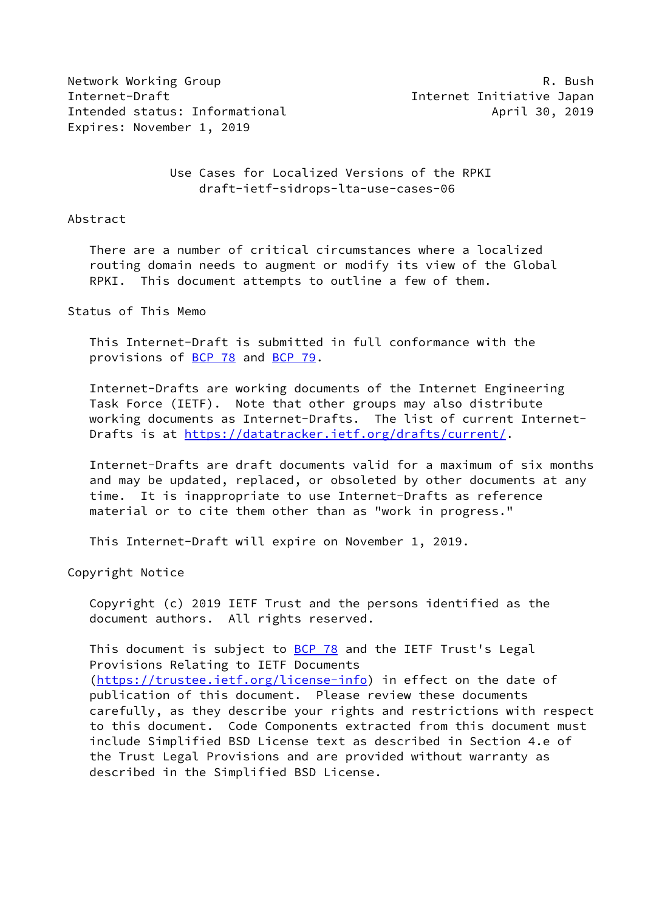Network Working Group R. Bush
Internet-Draft Internet Initiative Japan
Intended status: Informational April 30, 2019
Expires: November 1, 2019

# Use Cases for Localized Versions of the RPKI
draft-ietf-sidrops-lta-use-cases-06

## Abstract

There are a number of critical circumstances where a localized routing domain needs to augment or modify its view of the Global RPKI. This document attempts to outline a few of them.

## Status of This Memo

This Internet-Draft is submitted in full conformance with the provisions of BCP 78 and BCP 79.

Internet-Drafts are working documents of the Internet Engineering Task Force (IETF). Note that other groups may also distribute working documents as Internet-Drafts. The list of current Internet-Drafts is at https://datatracker.ietf.org/drafts/current/.

Internet-Drafts are draft documents valid for a maximum of six months and may be updated, replaced, or obsoleted by other documents at any time. It is inappropriate to use Internet-Drafts as reference material or to cite them other than as "work in progress."

This Internet-Draft will expire on November 1, 2019.

## Copyright Notice

Copyright (c) 2019 IETF Trust and the persons identified as the document authors. All rights reserved.

This document is subject to BCP 78 and the IETF Trust's Legal Provisions Relating to IETF Documents (https://trustee.ietf.org/license-info) in effect on the date of publication of this document. Please review these documents carefully, as they describe your rights and restrictions with respect to this document. Code Components extracted from this document must include Simplified BSD License text as described in Section 4.e of the Trust Legal Provisions and are provided without warranty as described in the Simplified BSD License.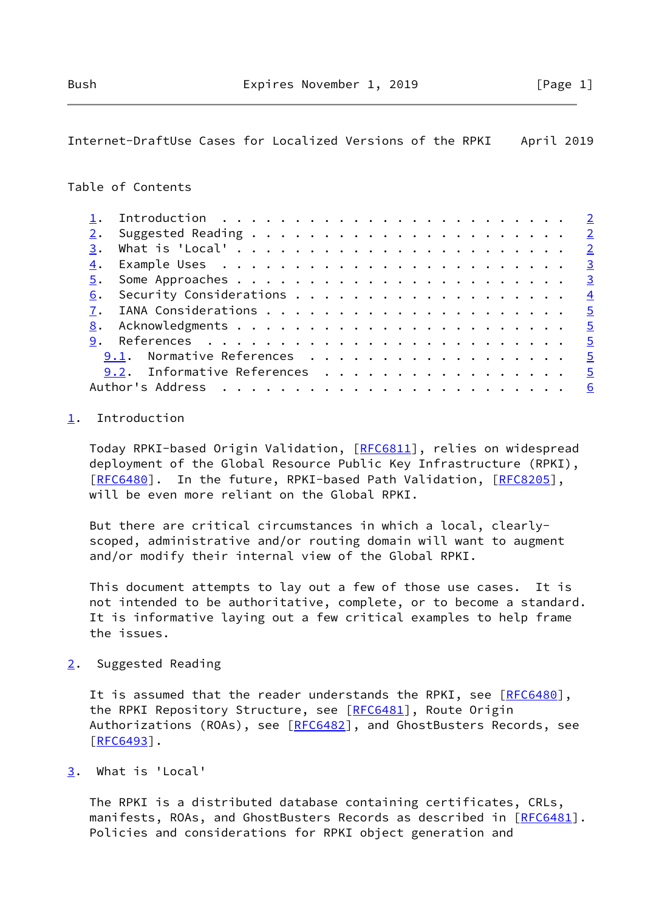Table of Contents

1. Introduction . . . . . . . . . . . . . . . . . . . . . . . . 2
2. Suggested Reading . . . . . . . . . . . . . . . . . . . . . . 2
3. What is 'Local' . . . . . . . . . . . . . . . . . . . . . . . 2
4. Example Uses . . . . . . . . . . . . . . . . . . . . . . . . 3
5. Some Approaches . . . . . . . . . . . . . . . . . . . . . . . 3
6. Security Considerations . . . . . . . . . . . . . . . . . . . 4
7. IANA Considerations . . . . . . . . . . . . . . . . . . . . . 5
8. Acknowledgments . . . . . . . . . . . . . . . . . . . . . . . 5
9. References . . . . . . . . . . . . . . . . . . . . . . . . . 5
   9.1. Normative References . . . . . . . . . . . . . . . . . . 5
   9.2. Informative References . . . . . . . . . . . . . . . . . 5
Author's Address . . . . . . . . . . . . . . . . . . . . . . . . 6

## 1. Introduction

Today RPKI-based Origin Validation, [RFC6811], relies on widespread deployment of the Global Resource Public Key Infrastructure (RPKI), [RFC6480]. In the future, RPKI-based Path Validation, [RFC8205], will be even more reliant on the Global RPKI.

But there are critical circumstances in which a local, clearly-scoped, administrative and/or routing domain will want to augment and/or modify their internal view of the Global RPKI.

This document attempts to lay out a few of those use cases. It is not intended to be authoritative, complete, or to become a standard. It is informative laying out a few critical examples to help frame the issues.

## 2. Suggested Reading

It is assumed that the reader understands the RPKI, see [RFC6480], the RPKI Repository Structure, see [RFC6481], Route Origin Authorizations (ROAs), see [RFC6482], and GhostBusters Records, see [RFC6493].

## 3. What is 'Local'

The RPKI is a distributed database containing certificates, CRLs, manifests, ROAs, and GhostBusters Records as described in [RFC6481]. Policies and considerations for RPKI object generation and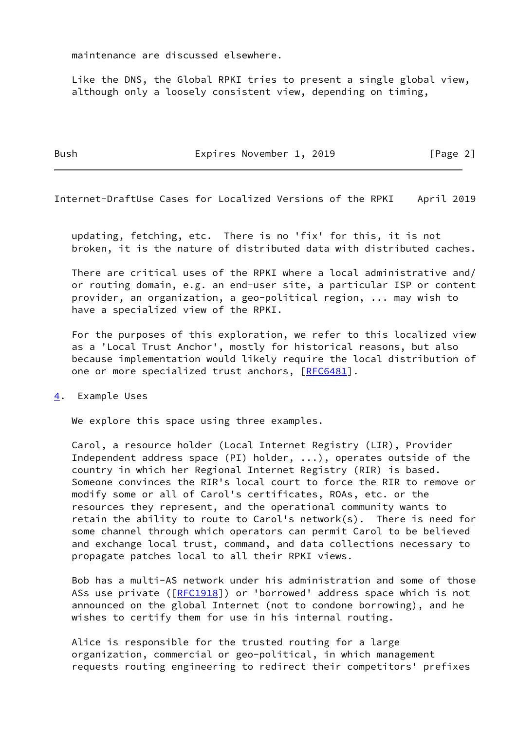maintenance are discussed elsewhere.

Like the DNS, the Global RPKI tries to present a single global view, although only a loosely consistent view, depending on timing, updating, fetching, etc. There is no 'fix' for this, it is not broken, it is the nature of distributed data with distributed caches.

There are critical uses of the RPKI where a local administrative and/or routing domain, e.g. an end-user site, a particular ISP or content provider, an organization, a geo-political region, ... may wish to have a specialized view of the RPKI.

For the purposes of this exploration, we refer to this localized view as a 'Local Trust Anchor', mostly for historical reasons, but also because implementation would likely require the local distribution of one or more specialized trust anchors, [RFC6481].

## 4. Example Uses

We explore this space using three examples.

Carol, a resource holder (Local Internet Registry (LIR), Provider Independent address space (PI) holder, ...), operates outside of the country in which her Regional Internet Registry (RIR) is based. Someone convinces the RIR's local court to force the RIR to remove or modify some or all of Carol's certificates, ROAs, etc. or the resources they represent, and the operational community wants to retain the ability to route to Carol's network(s). There is need for some channel through which operators can permit Carol to be believed and exchange local trust, command, and data collections necessary to propagate patches local to all their RPKI views.

Bob has a multi-AS network under his administration and some of those ASs use private ([RFC1918]) or 'borrowed' address space which is not announced on the global Internet (not to condone borrowing), and he wishes to certify them for use in his internal routing.

Alice is responsible for the trusted routing for a large organization, commercial or geo-political, in which management requests routing engineering to redirect their competitors' prefixes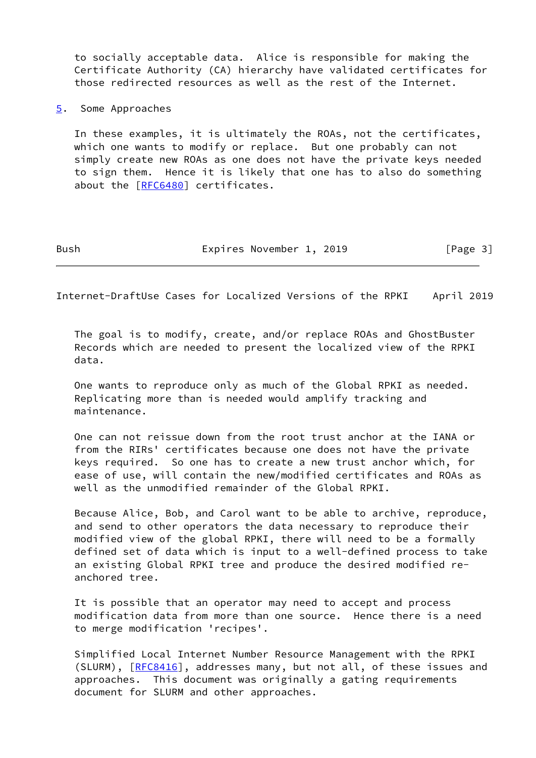to socially acceptable data. Alice is responsible for making the Certificate Authority (CA) hierarchy have validated certificates for those redirected resources as well as the rest of the Internet.

## 5. Some Approaches

In these examples, it is ultimately the ROAs, not the certificates, which one wants to modify or replace. But one probably can not simply create new ROAs as one does not have the private keys needed to sign them. Hence it is likely that one has to also do something about the [RFC6480] certificates.

The goal is to modify, create, and/or replace ROAs and GhostBuster Records which are needed to present the localized view of the RPKI data.

One wants to reproduce only as much of the Global RPKI as needed. Replicating more than is needed would amplify tracking and maintenance.

One can not reissue down from the root trust anchor at the IANA or from the RIRs' certificates because one does not have the private keys required. So one has to create a new trust anchor which, for ease of use, will contain the new/modified certificates and ROAs as well as the unmodified remainder of the Global RPKI.

Because Alice, Bob, and Carol want to be able to archive, reproduce, and send to other operators the data necessary to reproduce their modified view of the global RPKI, there will need to be a formally defined set of data which is input to a well-defined process to take an existing Global RPKI tree and produce the desired modified re-anchored tree.

It is possible that an operator may need to accept and process modification data from more than one source. Hence there is a need to merge modification 'recipes'.

Simplified Local Internet Number Resource Management with the RPKI (SLURM), [RFC8416], addresses many, but not all, of these issues and approaches. This document was originally a gating requirements document for SLURM and other approaches.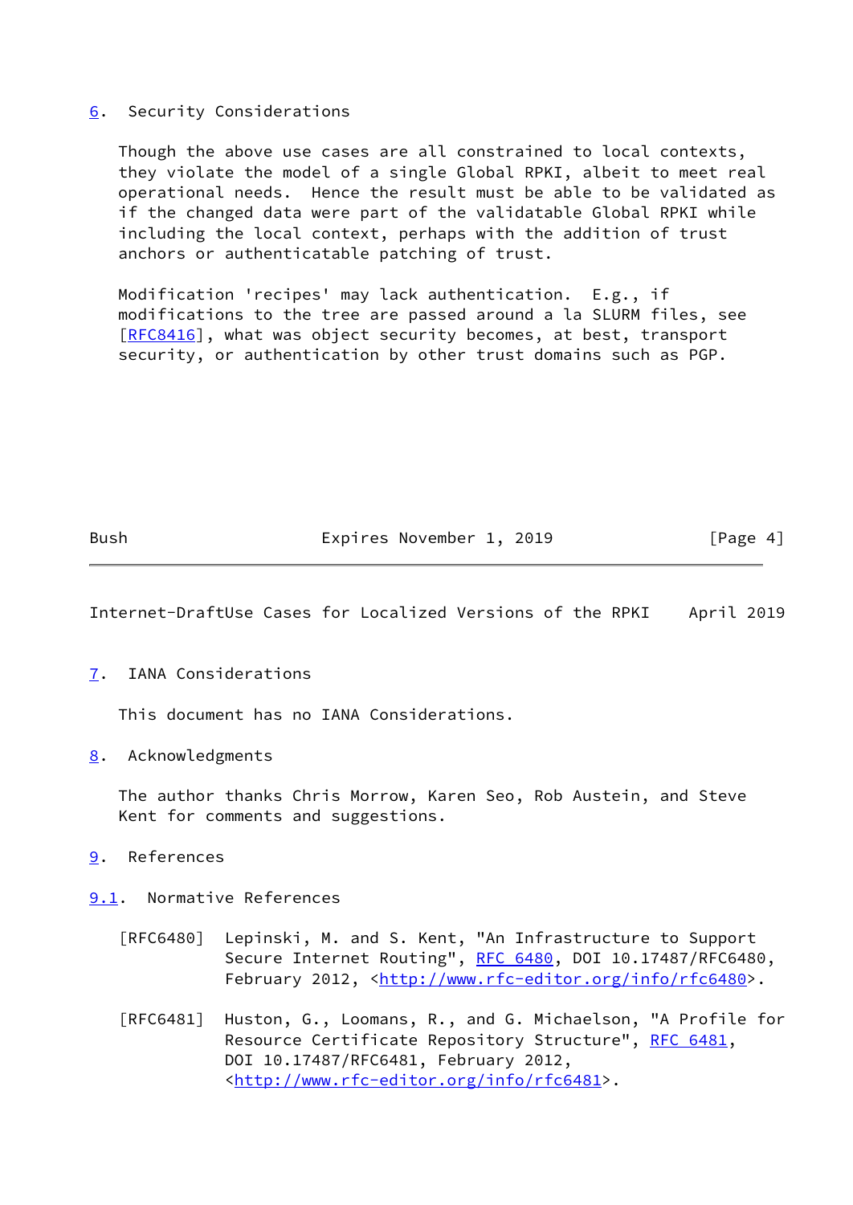## 6. Security Considerations

Though the above use cases are all constrained to local contexts, they violate the model of a single Global RPKI, albeit to meet real operational needs. Hence the result must be able to be validated as if the changed data were part of the validatable Global RPKI while including the local context, perhaps with the addition of trust anchors or authenticatable patching of trust.

Modification 'recipes' may lack authentication. E.g., if modifications to the tree are passed around a la SLURM files, see [RFC8416], what was object security becomes, at best, transport security, or authentication by other trust domains such as PGP.

## 7. IANA Considerations

This document has no IANA Considerations.

## 8. Acknowledgments

The author thanks Chris Morrow, Karen Seo, Rob Austein, and Steve Kent for comments and suggestions.

## 9. References

### 9.1. Normative References

[RFC6480] Lepinski, M. and S. Kent, "An Infrastructure to Support Secure Internet Routing", RFC 6480, DOI 10.17487/RFC6480, February 2012, <http://www.rfc-editor.org/info/rfc6480>.

[RFC6481] Huston, G., Loomans, R., and G. Michaelson, "A Profile for Resource Certificate Repository Structure", RFC 6481, DOI 10.17487/RFC6481, February 2012, <http://www.rfc-editor.org/info/rfc6481>.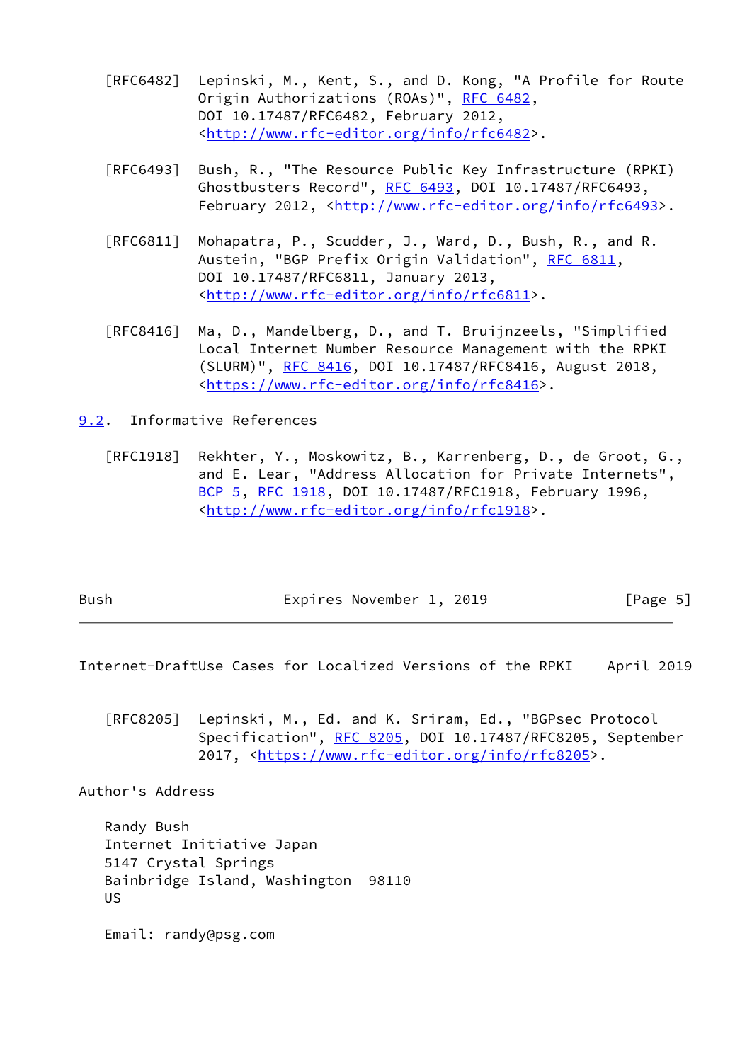[RFC6482] Lepinski, M., Kent, S., and D. Kong, "A Profile for Route Origin Authorizations (ROAs)", RFC 6482, DOI 10.17487/RFC6482, February 2012, <http://www.rfc-editor.org/info/rfc6482>.

[RFC6493] Bush, R., "The Resource Public Key Infrastructure (RPKI) Ghostbusters Record", RFC 6493, DOI 10.17487/RFC6493, February 2012, <http://www.rfc-editor.org/info/rfc6493>.

[RFC6811] Mohapatra, P., Scudder, J., Ward, D., Bush, R., and R. Austein, "BGP Prefix Origin Validation", RFC 6811, DOI 10.17487/RFC6811, January 2013, <http://www.rfc-editor.org/info/rfc6811>.

[RFC8416] Ma, D., Mandelberg, D., and T. Bruijnzeels, "Simplified Local Internet Number Resource Management with the RPKI (SLURM)", RFC 8416, DOI 10.17487/RFC8416, August 2018, <https://www.rfc-editor.org/info/rfc8416>.

## 9.2. Informative References

[RFC1918] Rekhter, Y., Moskowitz, B., Karrenberg, D., de Groot, G., and E. Lear, "Address Allocation for Private Internets", BCP 5, RFC 1918, DOI 10.17487/RFC1918, February 1996, <http://www.rfc-editor.org/info/rfc1918>.

[RFC8205] Lepinski, M., Ed. and K. Sriram, Ed., "BGPsec Protocol Specification", RFC 8205, DOI 10.17487/RFC8205, September 2017, <https://www.rfc-editor.org/info/rfc8205>.

## Author's Address

Randy Bush
Internet Initiative Japan
5147 Crystal Springs
Bainbridge Island, Washington 98110
US

Email: randy@psg.com